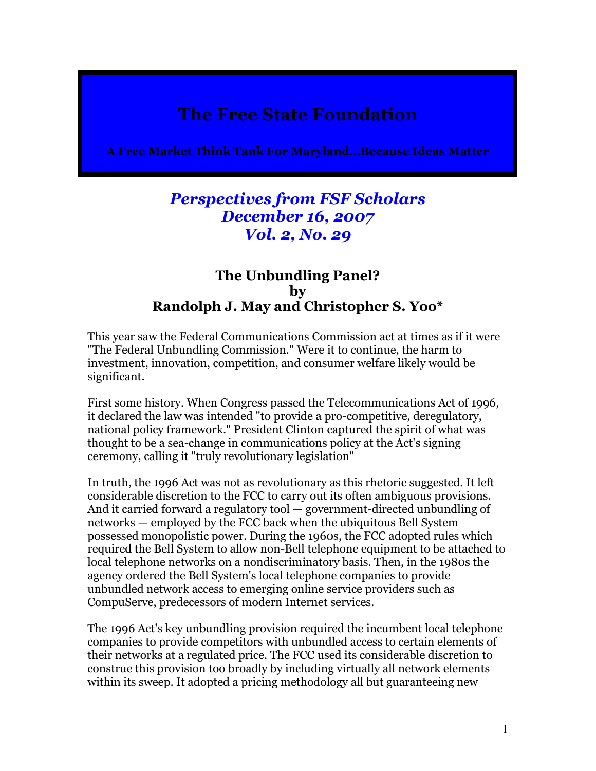# The Free State Foundation

**A Free Market Think Tank For Maryland…Because Ideas Matter**

*Perspectives from FSF Scholars*
*December 16, 2007*
*Vol. 2, No. 29*

## The Unbundling Panel?
## by
## Randolph J. May and Christopher S. Yoo*

This year saw the Federal Communications Commission act at times as if it were "The Federal Unbundling Commission." Were it to continue, the harm to investment, innovation, competition, and consumer welfare likely would be significant.

First some history. When Congress passed the Telecommunications Act of 1996, it declared the law was intended "to provide a pro-competitive, deregulatory, national policy framework." President Clinton captured the spirit of what was thought to be a sea-change in communications policy at the Act's signing ceremony, calling it "truly revolutionary legislation"

In truth, the 1996 Act was not as revolutionary as this rhetoric suggested. It left considerable discretion to the FCC to carry out its often ambiguous provisions. And it carried forward a regulatory tool — government-directed unbundling of networks — employed by the FCC back when the ubiquitous Bell System possessed monopolistic power. During the 1960s, the FCC adopted rules which required the Bell System to allow non-Bell telephone equipment to be attached to local telephone networks on a nondiscriminatory basis. Then, in the 1980s the agency ordered the Bell System's local telephone companies to provide unbundled network access to emerging online service providers such as CompuServe, predecessors of modern Internet services.

The 1996 Act's key unbundling provision required the incumbent local telephone companies to provide competitors with unbundled access to certain elements of their networks at a regulated price. The FCC used its considerable discretion to construe this provision too broadly by including virtually all network elements within its sweep. It adopted a pricing methodology all but guaranteeing new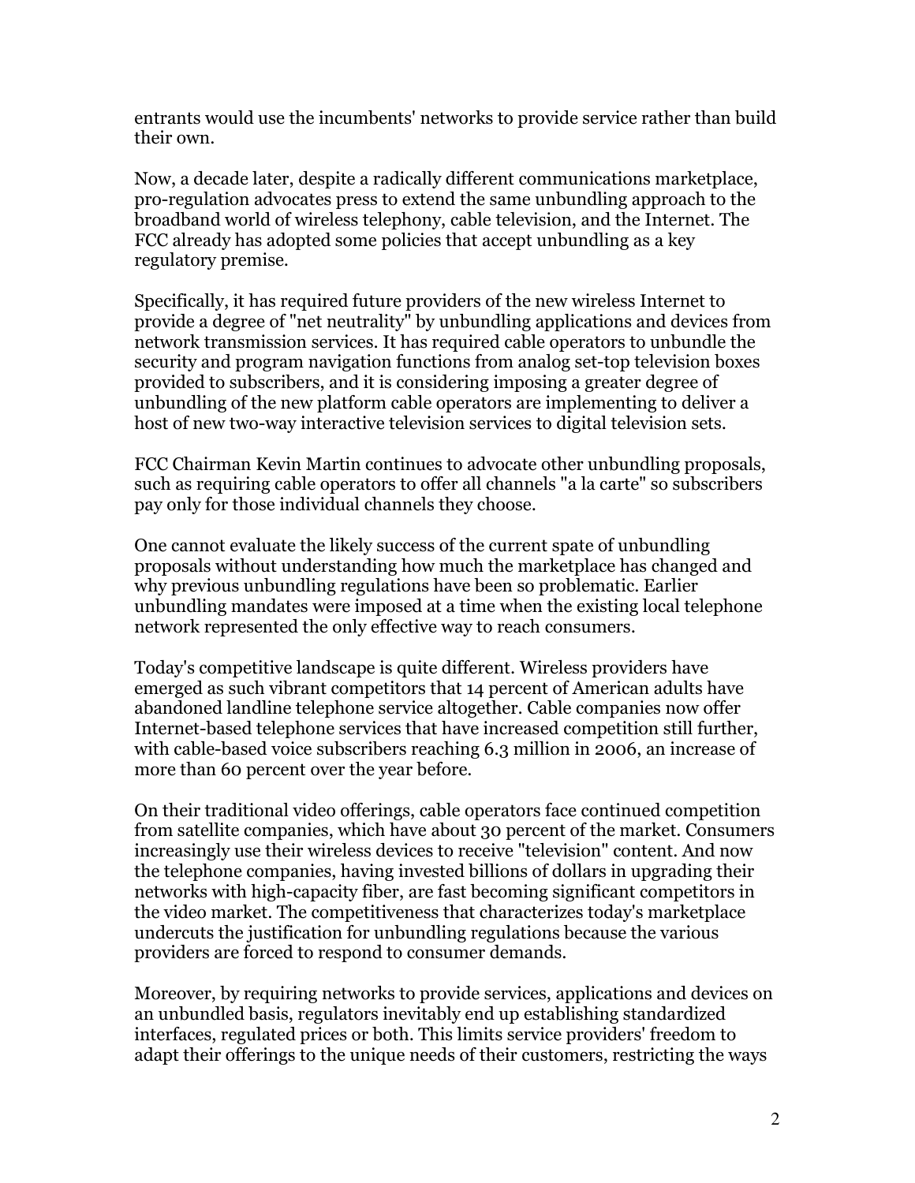entrants would use the incumbents' networks to provide service rather than build their own.

Now, a decade later, despite a radically different communications marketplace, pro-regulation advocates press to extend the same unbundling approach to the broadband world of wireless telephony, cable television, and the Internet. The FCC already has adopted some policies that accept unbundling as a key regulatory premise.

Specifically, it has required future providers of the new wireless Internet to provide a degree of "net neutrality" by unbundling applications and devices from network transmission services. It has required cable operators to unbundle the security and program navigation functions from analog set-top television boxes provided to subscribers, and it is considering imposing a greater degree of unbundling of the new platform cable operators are implementing to deliver a host of new two-way interactive television services to digital television sets.

FCC Chairman Kevin Martin continues to advocate other unbundling proposals, such as requiring cable operators to offer all channels "a la carte" so subscribers pay only for those individual channels they choose.

One cannot evaluate the likely success of the current spate of unbundling proposals without understanding how much the marketplace has changed and why previous unbundling regulations have been so problematic. Earlier unbundling mandates were imposed at a time when the existing local telephone network represented the only effective way to reach consumers.

Today's competitive landscape is quite different. Wireless providers have emerged as such vibrant competitors that 14 percent of American adults have abandoned landline telephone service altogether. Cable companies now offer Internet-based telephone services that have increased competition still further, with cable-based voice subscribers reaching 6.3 million in 2006, an increase of more than 60 percent over the year before.

On their traditional video offerings, cable operators face continued competition from satellite companies, which have about 30 percent of the market. Consumers increasingly use their wireless devices to receive "television" content. And now the telephone companies, having invested billions of dollars in upgrading their networks with high-capacity fiber, are fast becoming significant competitors in the video market. The competitiveness that characterizes today's marketplace undercuts the justification for unbundling regulations because the various providers are forced to respond to consumer demands.

Moreover, by requiring networks to provide services, applications and devices on an unbundled basis, regulators inevitably end up establishing standardized interfaces, regulated prices or both. This limits service providers' freedom to adapt their offerings to the unique needs of their customers, restricting the ways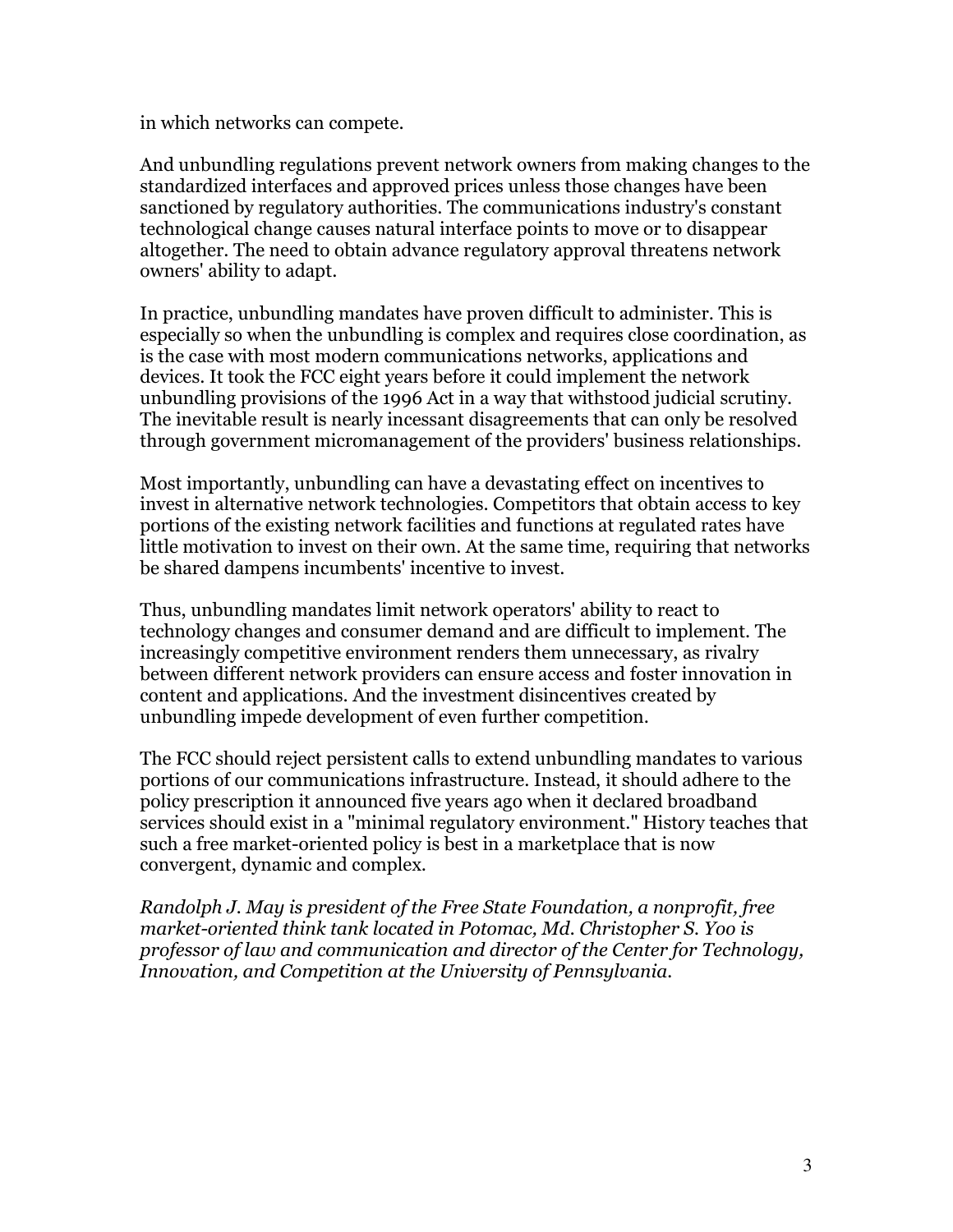in which networks can compete.

And unbundling regulations prevent network owners from making changes to the standardized interfaces and approved prices unless those changes have been sanctioned by regulatory authorities. The communications industry's constant technological change causes natural interface points to move or to disappear altogether. The need to obtain advance regulatory approval threatens network owners' ability to adapt.

In practice, unbundling mandates have proven difficult to administer. This is especially so when the unbundling is complex and requires close coordination, as is the case with most modern communications networks, applications and devices. It took the FCC eight years before it could implement the network unbundling provisions of the 1996 Act in a way that withstood judicial scrutiny. The inevitable result is nearly incessant disagreements that can only be resolved through government micromanagement of the providers' business relationships.

Most importantly, unbundling can have a devastating effect on incentives to invest in alternative network technologies. Competitors that obtain access to key portions of the existing network facilities and functions at regulated rates have little motivation to invest on their own. At the same time, requiring that networks be shared dampens incumbents' incentive to invest.

Thus, unbundling mandates limit network operators' ability to react to technology changes and consumer demand and are difficult to implement. The increasingly competitive environment renders them unnecessary, as rivalry between different network providers can ensure access and foster innovation in content and applications. And the investment disincentives created by unbundling impede development of even further competition.

The FCC should reject persistent calls to extend unbundling mandates to various portions of our communications infrastructure. Instead, it should adhere to the policy prescription it announced five years ago when it declared broadband services should exist in a "minimal regulatory environment." History teaches that such a free market-oriented policy is best in a marketplace that is now convergent, dynamic and complex.

*Randolph J. May is president of the Free State Foundation, a nonprofit, free market-oriented think tank located in Potomac, Md. Christopher S. Yoo is professor of law and communication and director of the Center for Technology, Innovation, and Competition at the University of Pennsylvania.*